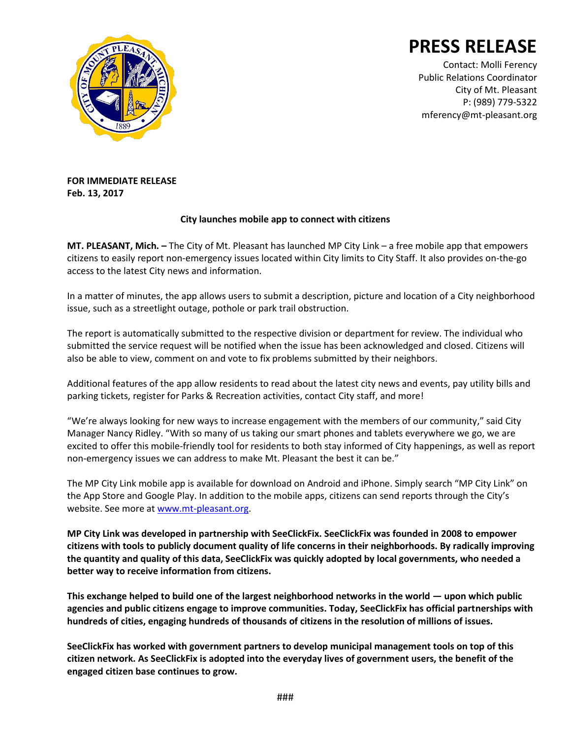# PRESS RELEASE

Contact: Molli Ferency
Public Relations Coordinator
City of Mt. Pleasant
P: (989) 779-5322
mferency@mt-pleasant.org

**FOR IMMEDIATE RELEASE**
**Feb. 13, 2017**

## City launches mobile app to connect with citizens

**MT. PLEASANT, Mich. –** The City of Mt. Pleasant has launched MP City Link – a free mobile app that empowers citizens to easily report non-emergency issues located within City limits to City Staff. It also provides on-the-go access to the latest City news and information.

In a matter of minutes, the app allows users to submit a description, picture and location of a City neighborhood issue, such as a streetlight outage, pothole or park trail obstruction.

The report is automatically submitted to the respective division or department for review. The individual who submitted the service request will be notified when the issue has been acknowledged and closed. Citizens will also be able to view, comment on and vote to fix problems submitted by their neighbors.

Additional features of the app allow residents to read about the latest city news and events, pay utility bills and parking tickets, register for Parks & Recreation activities, contact City staff, and more!

"We're always looking for new ways to increase engagement with the members of our community," said City Manager Nancy Ridley. "With so many of us taking our smart phones and tablets everywhere we go, we are excited to offer this mobile-friendly tool for residents to both stay informed of City happenings, as well as report non-emergency issues we can address to make Mt. Pleasant the best it can be."

The MP City Link mobile app is available for download on Android and iPhone. Simply search "MP City Link" on the App Store and Google Play. In addition to the mobile apps, citizens can send reports through the City's website. See more at www.mt-pleasant.org.

**MP City Link was developed in partnership with SeeClickFix. SeeClickFix was founded in 2008 to empower citizens with tools to publicly document quality of life concerns in their neighborhoods. By radically improving the quantity and quality of this data, SeeClickFix was quickly adopted by local governments, who needed a better way to receive information from citizens.**

**This exchange helped to build one of the largest neighborhood networks in the world — upon which public agencies and public citizens engage to improve communities. Today, SeeClickFix has official partnerships with hundreds of cities, engaging hundreds of thousands of citizens in the resolution of millions of issues.**

**SeeClickFix has worked with government partners to develop municipal management tools on top of this citizen network. As SeeClickFix is adopted into the everyday lives of government users, the benefit of the engaged citizen base continues to grow.**

###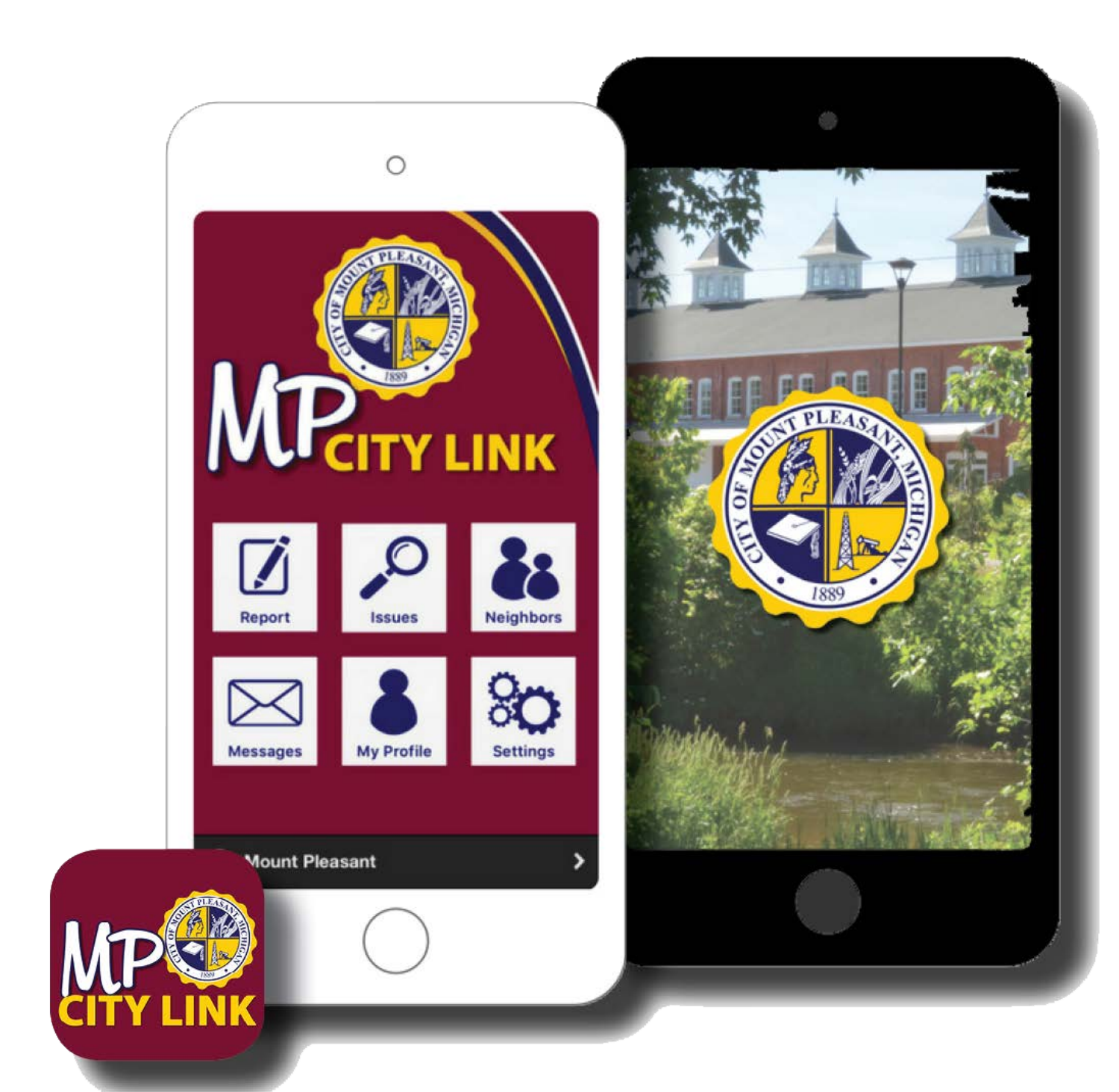MP CITY LINK

Report

Issues

Neighbors

Messages

My Profile

Settings

Mount Pleasant

CITY OF MOUNT PLEASANT, MICHIGAN

1889